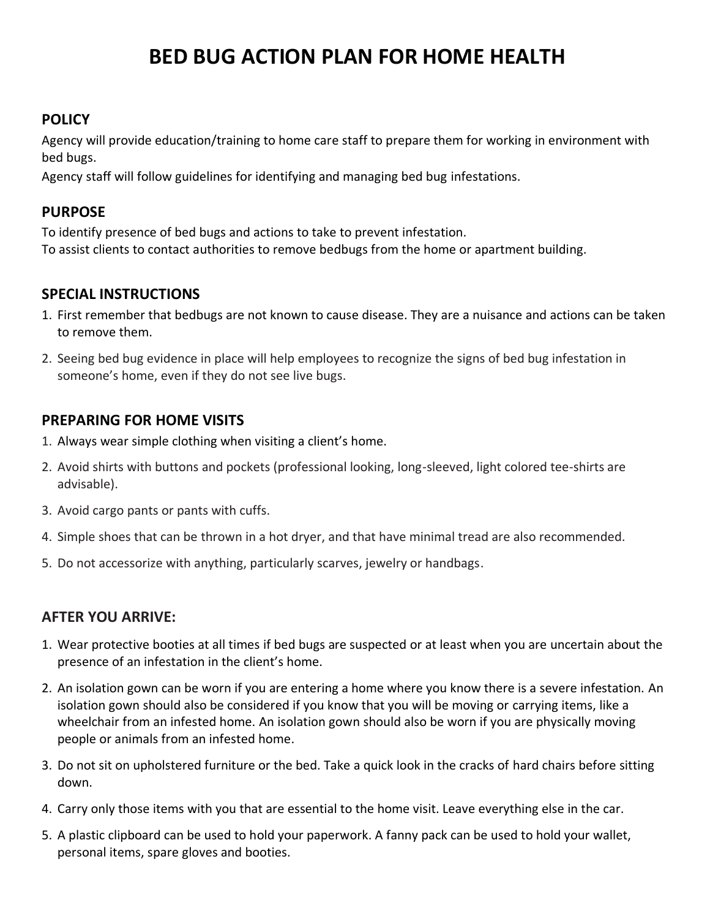# BED BUG ACTION PLAN FOR HOME HEALTH

## POLICY

Agency will provide education/training to home care staff to prepare them for working in environment with bed bugs.

Agency staff will follow guidelines for identifying and managing bed bug infestations.

## PURPOSE

To identify presence of bed bugs and actions to take to prevent infestation.

To assist clients to contact authorities to remove bedbugs from the home or apartment building.

## SPECIAL INSTRUCTIONS

1. First remember that bedbugs are not known to cause disease. They are a nuisance and actions can be taken to remove them.
2. Seeing bed bug evidence in place will help employees to recognize the signs of bed bug infestation in someone's home, even if they do not see live bugs.

## PREPARING FOR HOME VISITS

1. Always wear simple clothing when visiting a client's home.
2. Avoid shirts with buttons and pockets (professional looking, long-sleeved, light colored tee-shirts are advisable).
3. Avoid cargo pants or pants with cuffs.
4. Simple shoes that can be thrown in a hot dryer, and that have minimal tread are also recommended.
5. Do not accessorize with anything, particularly scarves, jewelry or handbags.

## AFTER YOU ARRIVE:

1. Wear protective booties at all times if bed bugs are suspected or at least when you are uncertain about the presence of an infestation in the client's home.
2. An isolation gown can be worn if you are entering a home where you know there is a severe infestation. An isolation gown should also be considered if you know that you will be moving or carrying items, like a wheelchair from an infested home. An isolation gown should also be worn if you are physically moving people or animals from an infested home.
3. Do not sit on upholstered furniture or the bed. Take a quick look in the cracks of hard chairs before sitting down.
4. Carry only those items with you that are essential to the home visit. Leave everything else in the car.
5. A plastic clipboard can be used to hold your paperwork. A fanny pack can be used to hold your wallet, personal items, spare gloves and booties.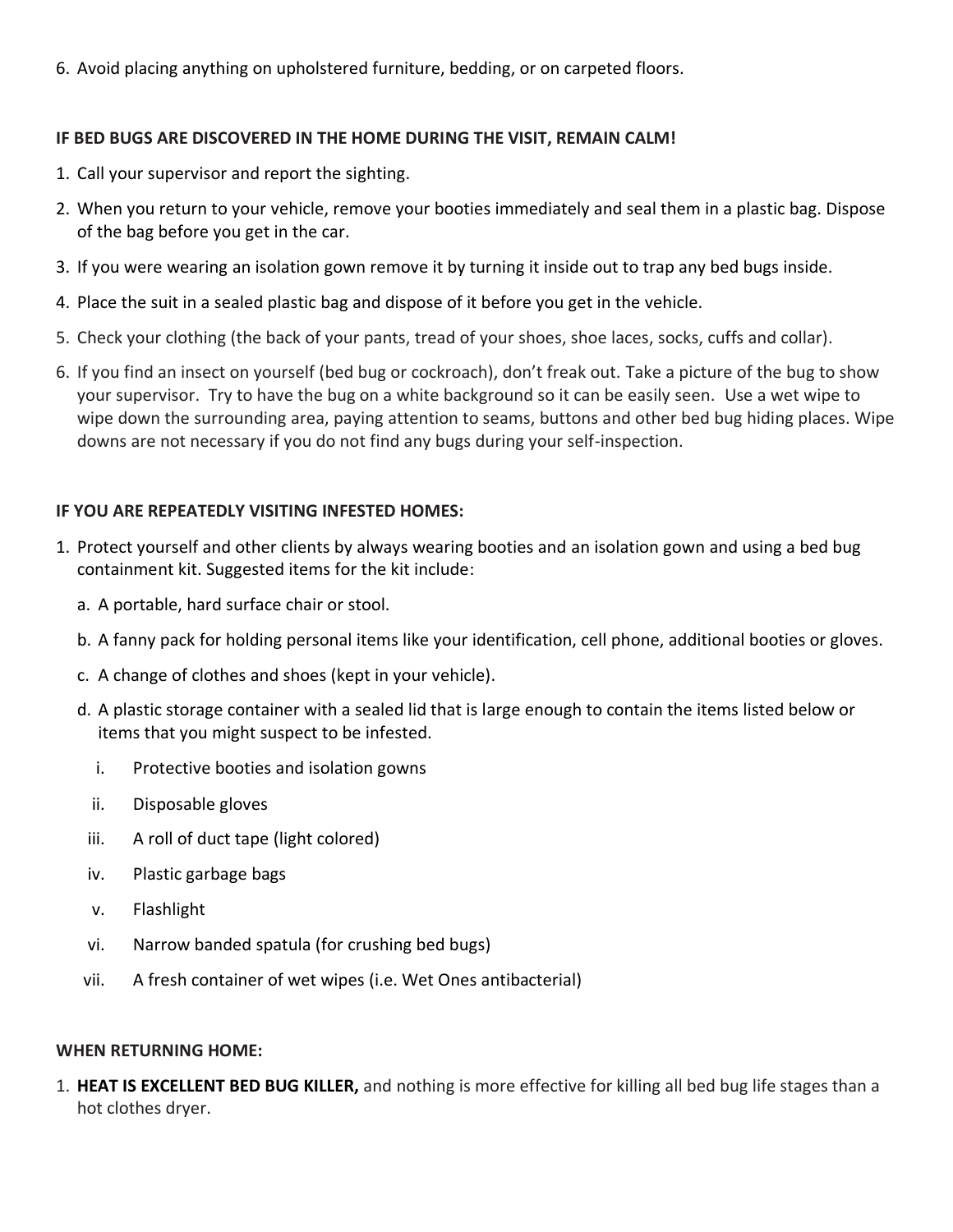6. Avoid placing anything on upholstered furniture, bedding, or on carpeted floors.

**IF BED BUGS ARE DISCOVERED IN THE HOME DURING THE VISIT, REMAIN CALM!**

1. Call your supervisor and report the sighting.
2. When you return to your vehicle, remove your booties immediately and seal them in a plastic bag. Dispose of the bag before you get in the car.
3. If you were wearing an isolation gown remove it by turning it inside out to trap any bed bugs inside.
4. Place the suit in a sealed plastic bag and dispose of it before you get in the vehicle.
5. Check your clothing (the back of your pants, tread of your shoes, shoe laces, socks, cuffs and collar).
6. If you find an insect on yourself (bed bug or cockroach), don't freak out. Take a picture of the bug to show your supervisor. Try to have the bug on a white background so it can be easily seen. Use a wet wipe to wipe down the surrounding area, paying attention to seams, buttons and other bed bug hiding places. Wipe downs are not necessary if you do not find any bugs during your self-inspection.

**IF YOU ARE REPEATEDLY VISITING INFESTED HOMES:**

1. Protect yourself and other clients by always wearing booties and an isolation gown and using a bed bug containment kit. Suggested items for the kit include:
   a. A portable, hard surface chair or stool.
   b. A fanny pack for holding personal items like your identification, cell phone, additional booties or gloves.
   c. A change of clothes and shoes (kept in your vehicle).
   d. A plastic storage container with a sealed lid that is large enough to contain the items listed below or items that you might suspect to be infested.
      i. Protective booties and isolation gowns
      ii. Disposable gloves
      iii. A roll of duct tape (light colored)
      iv. Plastic garbage bags
      v. Flashlight
      vi. Narrow banded spatula (for crushing bed bugs)
      vii. A fresh container of wet wipes (i.e. Wet Ones antibacterial)

**WHEN RETURNING HOME:**

1. **HEAT IS EXCELLENT BED BUG KILLER,** and nothing is more effective for killing all bed bug life stages than a hot clothes dryer.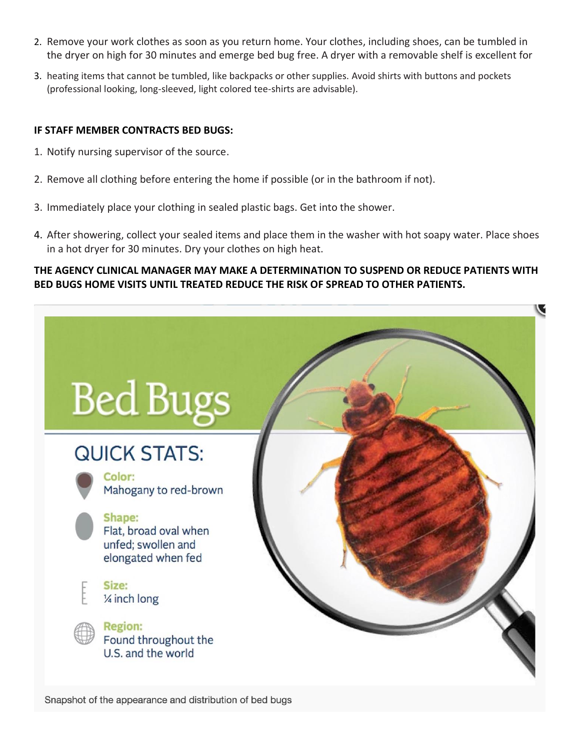2. Remove your work clothes as soon as you return home. Your clothes, including shoes, can be tumbled in the dryer on high for 30 minutes and emerge bed bug free. A dryer with a removable shelf is excellent for
3. heating items that cannot be tumbled, like backpacks or other supplies. Avoid shirts with buttons and pockets (professional looking, long-sleeved, light colored tee-shirts are advisable).

**IF STAFF MEMBER CONTRACTS BED BUGS:**

1. Notify nursing supervisor of the source.
2. Remove all clothing before entering the home if possible (or in the bathroom if not).
3. Immediately place your clothing in sealed plastic bags. Get into the shower.
4. After showering, collect your sealed items and place them in the washer with hot soapy water. Place shoes in a hot dryer for 30 minutes. Dry your clothes on high heat.

**THE AGENCY CLINICAL MANAGER MAY MAKE A DETERMINATION TO SUSPEND OR REDUCE PATIENTS WITH BED BUGS HOME VISITS UNTIL TREATED REDUCE THE RISK OF SPREAD TO OTHER PATIENTS.**

Bed Bugs

QUICK STATS:

Color:
Mahogany to red-brown

Shape:
Flat, broad oval when unfed; swollen and elongated when fed

Size:
¼ inch long

Region:
Found throughout the U.S. and the world

Snapshot of the appearance and distribution of bed bugs